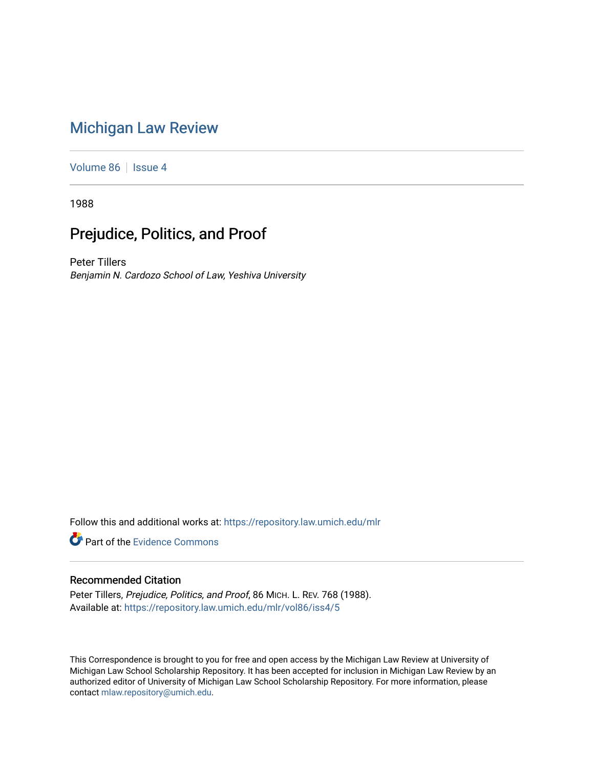# Michigan Law Review

Volume 86 | Issue 4

1988

## Prejudice, Politics, and Proof

Peter Tillers
*Benjamin N. Cardozo School of Law, Yeshiva University*

Follow this and additional works at: https://repository.law.umich.edu/mlr

Part of the Evidence Commons

### Recommended Citation

Peter Tillers, *Prejudice, Politics, and Proof*, 86 MICH. L. REV. 768 (1988).
Available at: https://repository.law.umich.edu/mlr/vol86/iss4/5

This Correspondence is brought to you for free and open access by the Michigan Law Review at University of Michigan Law School Scholarship Repository. It has been accepted for inclusion in Michigan Law Review by an authorized editor of University of Michigan Law School Scholarship Repository. For more information, please contact mlaw.repository@umich.edu.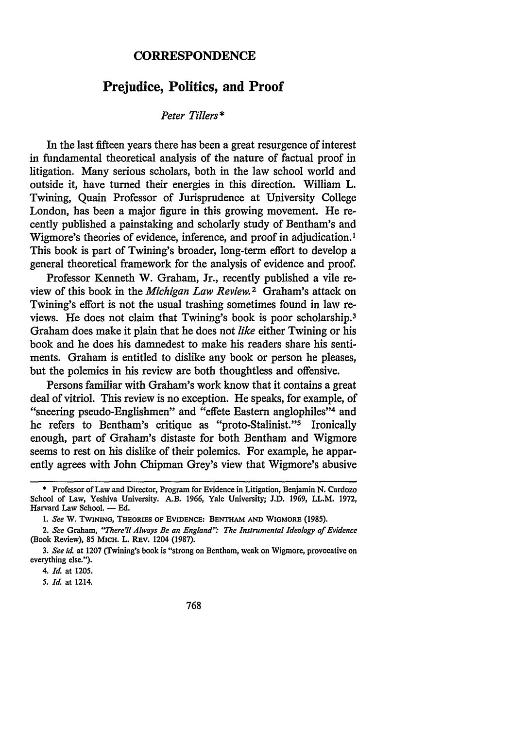# CORRESPONDENCE

## Prejudice, Politics, and Proof

*Peter Tillers**

In the last fifteen years there has been a great resurgence of interest in fundamental theoretical analysis of the nature of factual proof in litigation. Many serious scholars, both in the law school world and outside it, have turned their energies in this direction. William L. Twining, Quain Professor of Jurisprudence at University College London, has been a major figure in this growing movement. He recently published a painstaking and scholarly study of Bentham's and Wigmore's theories of evidence, inference, and proof in adjudication.[1] This book is part of Twining's broader, long-term effort to develop a general theoretical framework for the analysis of evidence and proof.

Professor Kenneth W. Graham, Jr., recently published a vile review of this book in the *Michigan Law Review.*[2] Graham's attack on Twining's effort is not the usual trashing sometimes found in law reviews. He does not claim that Twining's book is poor scholarship.[3] Graham does make it plain that he does not *like* either Twining or his book and he does his damnedest to make his readers share his sentiments. Graham is entitled to dislike any book or person he pleases, but the polemics in his review are both thoughtless and offensive.

Persons familiar with Graham's work know that it contains a great deal of vitriol. This review is no exception. He speaks, for example, of "sneering pseudo-Englishmen" and "effete Eastern anglophiles"[4] and he refers to Bentham's critique as "proto-Stalinist."[5] Ironically enough, part of Graham's distaste for both Bentham and Wigmore seems to rest on his dislike of their polemics. For example, he apparently agrees with John Chipman Grey's view that Wigmore's abusive

---

\* Professor of Law and Director, Program for Evidence in Litigation, Benjamin N. Cardozo School of Law, Yeshiva University. A.B. 1966, Yale University; J.D. 1969, LL.M. 1972, Harvard Law School. — Ed.

1. *See* W. TWINING, THEORIES OF EVIDENCE: BENTHAM AND WIGMORE (1985).

2. *See* Graham, *"There'll Always Be an England": The Instrumental Ideology of Evidence* (Book Review), 85 MICH. L. REV. 1204 (1987).

3. *See id.* at 1207 (Twining's book is "strong on Bentham, weak on Wigmore, provocative on everything else.").

4. *Id.* at 1205.

5. *Id.* at 1214.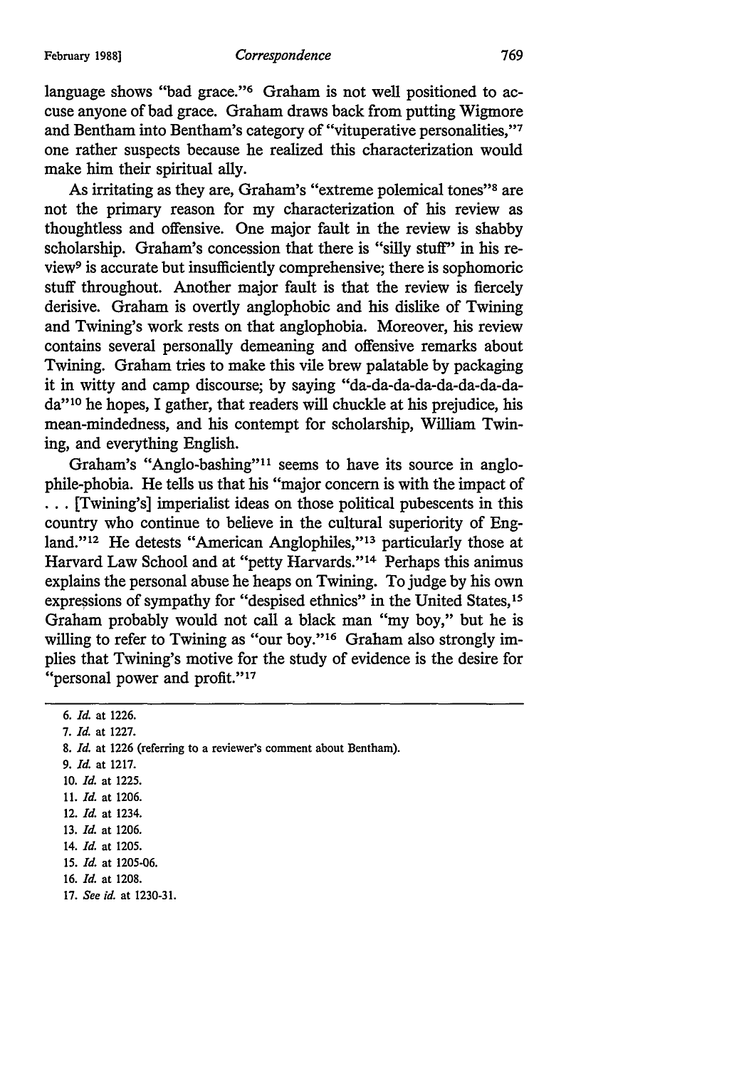language shows "bad grace."[6] Graham is not well positioned to accuse anyone of bad grace. Graham draws back from putting Wigmore and Bentham into Bentham's category of "vituperative personalities,"[7] one rather suspects because he realized this characterization would make him their spiritual ally.

As irritating as they are, Graham's "extreme polemical tones"[8] are not the primary reason for my characterization of his review as thoughtless and offensive. One major fault in the review is shabby scholarship. Graham's concession that there is "silly stuff" in his review[9] is accurate but insufficiently comprehensive; there is sophomoric stuff throughout. Another major fault is that the review is fiercely derisive. Graham is overtly anglophobic and his dislike of Twining and Twining's work rests on that anglophobia. Moreover, his review contains several personally demeaning and offensive remarks about Twining. Graham tries to make this vile brew palatable by packaging it in witty and camp discourse; by saying "da-da-da-da-da-da-da-da-da"[10] he hopes, I gather, that readers will chuckle at his prejudice, his mean-mindedness, and his contempt for scholarship, William Twining, and everything English.

Graham's "Anglo-bashing"[11] seems to have its source in anglophile-phobia. He tells us that his "major concern is with the impact of . . . [Twining's] imperialist ideas on those political pubescents in this country who continue to believe in the cultural superiority of England."[12] He detests "American Anglophiles,"[13] particularly those at Harvard Law School and at "petty Harvards."[14] Perhaps this animus explains the personal abuse he heaps on Twining. To judge by his own expressions of sympathy for "despised ethnics" in the United States,[15] Graham probably would not call a black man "my boy," but he is willing to refer to Twining as "our boy."[16] Graham also strongly implies that Twining's motive for the study of evidence is the desire for "personal power and profit."[17]

---

6. *Id.* at 1226.
7. *Id.* at 1227.
8. *Id.* at 1226 (referring to a reviewer's comment about Bentham).
9. *Id.* at 1217.
10. *Id.* at 1225.
11. *Id.* at 1206.
12. *Id.* at 1234.
13. *Id.* at 1206.
14. *Id.* at 1205.
15. *Id.* at 1205-06.
16. *Id.* at 1208.
17. *See id.* at 1230-31.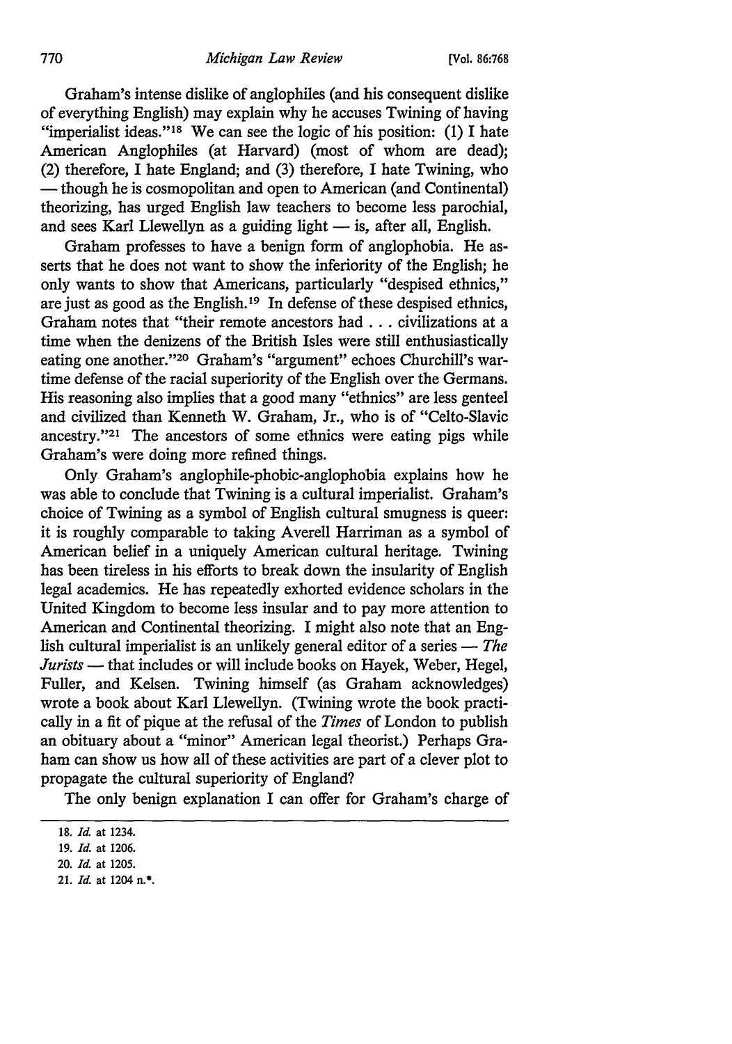Graham's intense dislike of anglophiles (and his consequent dislike of everything English) may explain why he accuses Twining of having "imperialist ideas."[18] We can see the logic of his position: (1) I hate American Anglophiles (at Harvard) (most of whom are dead); (2) therefore, I hate England; and (3) therefore, I hate Twining, who — though he is cosmopolitan and open to American (and Continental) theorizing, has urged English law teachers to become less parochial, and sees Karl Llewellyn as a guiding light — is, after all, English.

Graham professes to have a benign form of anglophobia. He asserts that he does not want to show the inferiority of the English; he only wants to show that Americans, particularly "despised ethnics," are just as good as the English.[19] In defense of these despised ethnics, Graham notes that "their remote ancestors had . . . civilizations at a time when the denizens of the British Isles were still enthusiastically eating one another."[20] Graham's "argument" echoes Churchill's wartime defense of the racial superiority of the English over the Germans. His reasoning also implies that a good many "ethnics" are less genteel and civilized than Kenneth W. Graham, Jr., who is of "Celto-Slavic ancestry."[21] The ancestors of some ethnics were eating pigs while Graham's were doing more refined things.

Only Graham's anglophile-phobic-anglophobia explains how he was able to conclude that Twining is a cultural imperialist. Graham's choice of Twining as a symbol of English cultural smugness is queer: it is roughly comparable to taking Averell Harriman as a symbol of American belief in a uniquely American cultural heritage. Twining has been tireless in his efforts to break down the insularity of English legal academics. He has repeatedly exhorted evidence scholars in the United Kingdom to become less insular and to pay more attention to American and Continental theorizing. I might also note that an English cultural imperialist is an unlikely general editor of a series — *The Jurists* — that includes or will include books on Hayek, Weber, Hegel, Fuller, and Kelsen. Twining himself (as Graham acknowledges) wrote a book about Karl Llewellyn. (Twining wrote the book practically in a fit of pique at the refusal of the *Times* of London to publish an obituary about a "minor" American legal theorist.) Perhaps Graham can show us how all of these activities are part of a clever plot to propagate the cultural superiority of England?

The only benign explanation I can offer for Graham's charge of

---

18. *Id.* at 1234.

19. *Id.* at 1206.

20. *Id.* at 1205.

21. *Id.* at 1204 n.*.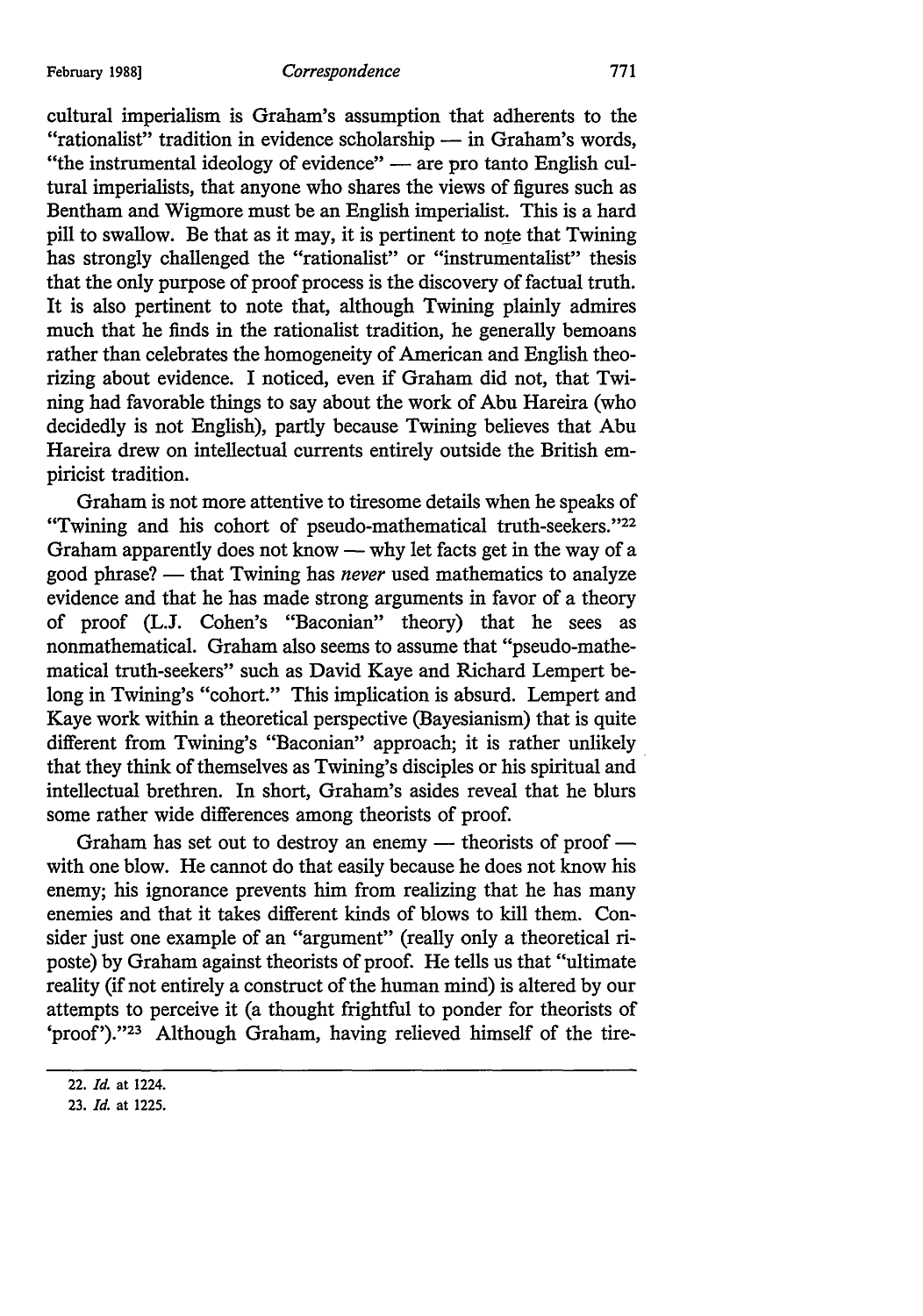cultural imperialism is Graham's assumption that adherents to the "rationalist" tradition in evidence scholarship — in Graham's words, "the instrumental ideology of evidence" — are pro tanto English cultural imperialists, that anyone who shares the views of figures such as Bentham and Wigmore must be an English imperialist. This is a hard pill to swallow. Be that as it may, it is pertinent to note that Twining has strongly challenged the "rationalist" or "instrumentalist" thesis that the only purpose of proof process is the discovery of factual truth. It is also pertinent to note that, although Twining plainly admires much that he finds in the rationalist tradition, he generally bemoans rather than celebrates the homogeneity of American and English theorizing about evidence. I noticed, even if Graham did not, that Twining had favorable things to say about the work of Abu Hareira (who decidedly is not English), partly because Twining believes that Abu Hareira drew on intellectual currents entirely outside the British empiricist tradition.

Graham is not more attentive to tiresome details when he speaks of "Twining and his cohort of pseudo-mathematical truth-seekers."[22] Graham apparently does not know — why let facts get in the way of a good phrase? — that Twining has *never* used mathematics to analyze evidence and that he has made strong arguments in favor of a theory of proof (L.J. Cohen's "Baconian" theory) that he sees as nonmathematical. Graham also seems to assume that "pseudo-mathematical truth-seekers" such as David Kaye and Richard Lempert belong in Twining's "cohort." This implication is absurd. Lempert and Kaye work within a theoretical perspective (Bayesianism) that is quite different from Twining's "Baconian" approach; it is rather unlikely that they think of themselves as Twining's disciples or his spiritual and intellectual brethren. In short, Graham's asides reveal that he blurs some rather wide differences among theorists of proof.

Graham has set out to destroy an enemy — theorists of proof — with one blow. He cannot do that easily because he does not know his enemy; his ignorance prevents him from realizing that he has many enemies and that it takes different kinds of blows to kill them. Consider just one example of an "argument" (really only a theoretical riposte) by Graham against theorists of proof. He tells us that "ultimate reality (if not entirely a construct of the human mind) is altered by our attempts to perceive it (a thought frightful to ponder for theorists of 'proof')."[23] Although Graham, having relieved himself of the tire-

---

22. *Id.* at 1224.

23. *Id.* at 1225.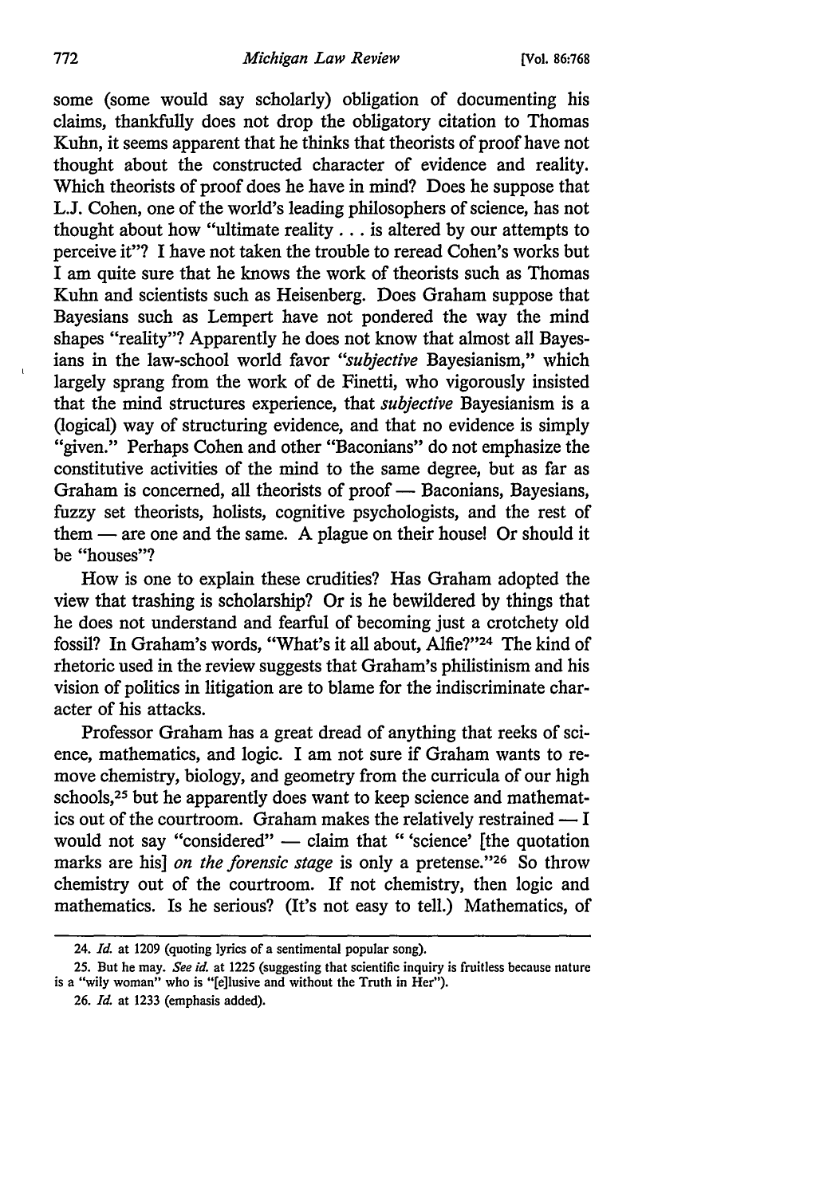some (some would say scholarly) obligation of documenting his claims, thankfully does not drop the obligatory citation to Thomas Kuhn, it seems apparent that he thinks that theorists of proof have not thought about the constructed character of evidence and reality. Which theorists of proof does he have in mind? Does he suppose that L.J. Cohen, one of the world's leading philosophers of science, has not thought about how "ultimate reality . . . is altered by our attempts to perceive it"? I have not taken the trouble to reread Cohen's works but I am quite sure that he knows the work of theorists such as Thomas Kuhn and scientists such as Heisenberg. Does Graham suppose that Bayesians such as Lempert have not pondered the way the mind shapes "reality"? Apparently he does not know that almost all Bayesians in the law-school world favor *"subjective* Bayesianism," which largely sprang from the work of de Finetti, who vigorously insisted that the mind structures experience, that *subjective* Bayesianism is a (logical) way of structuring evidence, and that no evidence is simply "given." Perhaps Cohen and other "Baconians" do not emphasize the constitutive activities of the mind to the same degree, but as far as Graham is concerned, all theorists of proof — Baconians, Bayesians, fuzzy set theorists, holists, cognitive psychologists, and the rest of them — are one and the same. A plague on their house! Or should it be "houses"?

How is one to explain these crudities? Has Graham adopted the view that trashing is scholarship? Or is he bewildered by things that he does not understand and fearful of becoming just a crotchety old fossil? In Graham's words, "What's it all about, Alfie?"[24] The kind of rhetoric used in the review suggests that Graham's philistinism and his vision of politics in litigation are to blame for the indiscriminate character of his attacks.

Professor Graham has a great dread of anything that reeks of science, mathematics, and logic. I am not sure if Graham wants to remove chemistry, biology, and geometry from the curricula of our high schools,[25] but he apparently does want to keep science and mathematics out of the courtroom. Graham makes the relatively restrained — I would not say "considered" — claim that " 'science' [the quotation marks are his] *on the forensic stage* is only a pretense."[26] So throw chemistry out of the courtroom. If not chemistry, then logic and mathematics. Is he serious? (It's not easy to tell.) Mathematics, of

---

24. *Id.* at 1209 (quoting lyrics of a sentimental popular song).

25. But he may. *See id.* at 1225 (suggesting that scientific inquiry is fruitless because nature is a "wily woman" who is "[e]lusive and without the Truth in Her").

26. *Id.* at 1233 (emphasis added).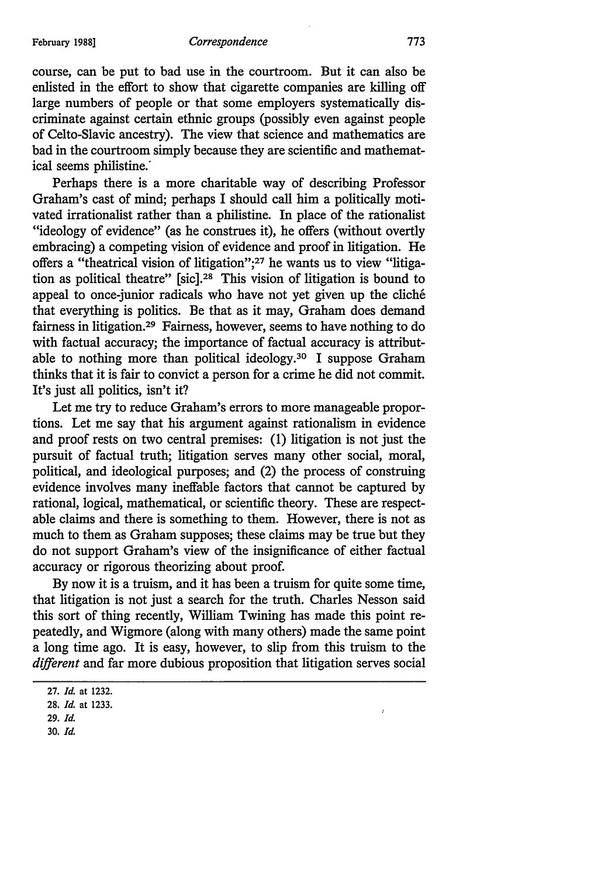course, can be put to bad use in the courtroom. But it can also be enlisted in the effort to show that cigarette companies are killing off large numbers of people or that some employers systematically discriminate against certain ethnic groups (possibly even against people of Celto-Slavic ancestry). The view that science and mathematics are bad in the courtroom simply because they are scientific and mathematical seems philistine.

Perhaps there is a more charitable way of describing Professor Graham's cast of mind; perhaps I should call him a politically motivated irrationalist rather than a philistine. In place of the rationalist "ideology of evidence" (as he construes it), he offers (without overtly embracing) a competing vision of evidence and proof in litigation. He offers a "theatrical vision of litigation";[27] he wants us to view "litigation as political theatre" [sic].[28] This vision of litigation is bound to appeal to once-junior radicals who have not yet given up the cliché that everything is politics. Be that as it may, Graham does demand fairness in litigation.[29] Fairness, however, seems to have nothing to do with factual accuracy; the importance of factual accuracy is attributable to nothing more than political ideology.[30] I suppose Graham thinks that it is fair to convict a person for a crime he did not commit. It's just all politics, isn't it?

Let me try to reduce Graham's errors to more manageable proportions. Let me say that his argument against rationalism in evidence and proof rests on two central premises: (1) litigation is not just the pursuit of factual truth; litigation serves many other social, moral, political, and ideological purposes; and (2) the process of construing evidence involves many ineffable factors that cannot be captured by rational, logical, mathematical, or scientific theory. These are respectable claims and there is something to them. However, there is not as much to them as Graham supposes; these claims may be true but they do not support Graham's view of the insignificance of either factual accuracy or rigorous theorizing about proof.

By now it is a truism, and it has been a truism for quite some time, that litigation is not just a search for the truth. Charles Nesson said this sort of thing recently, William Twining has made this point repeatedly, and Wigmore (along with many others) made the same point a long time ago. It is easy, however, to slip from this truism to the *different* and far more dubious proposition that litigation serves social

27. *Id.* at 1232.

28. *Id.* at 1233.

29. *Id.*

30. *Id.*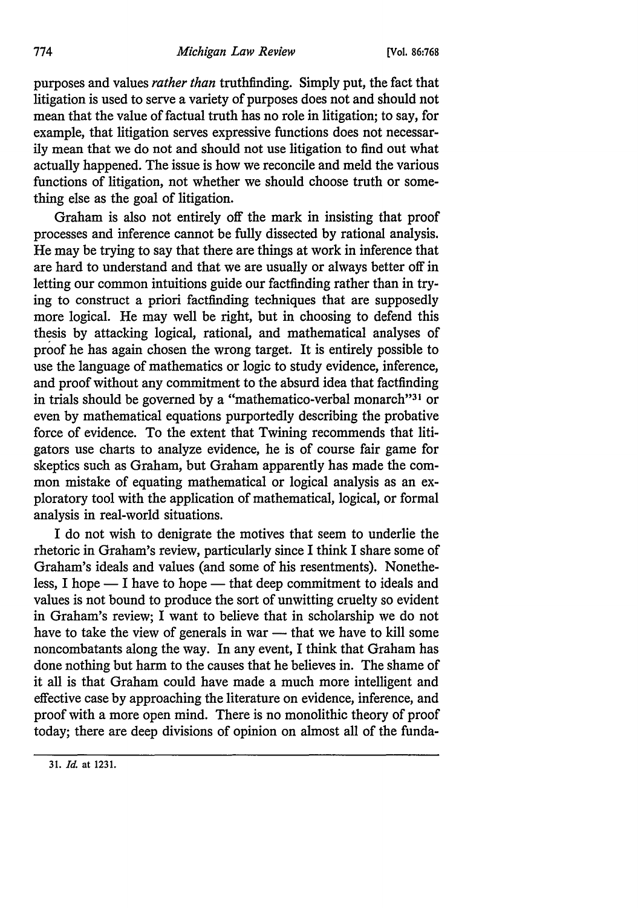purposes and values *rather than* truthfinding. Simply put, the fact that litigation is used to serve a variety of purposes does not and should not mean that the value of factual truth has no role in litigation; to say, for example, that litigation serves expressive functions does not necessarily mean that we do not and should not use litigation to find out what actually happened. The issue is how we reconcile and meld the various functions of litigation, not whether we should choose truth or something else as the goal of litigation.

Graham is also not entirely off the mark in insisting that proof processes and inference cannot be fully dissected by rational analysis. He may be trying to say that there are things at work in inference that are hard to understand and that we are usually or always better off in letting our common intuitions guide our factfinding rather than in trying to construct a priori factfinding techniques that are supposedly more logical. He may well be right, but in choosing to defend this thesis by attacking logical, rational, and mathematical analyses of proof he has again chosen the wrong target. It is entirely possible to use the language of mathematics or logic to study evidence, inference, and proof without any commitment to the absurd idea that factfinding in trials should be governed by a "mathematico-verbal monarch"[31] or even by mathematical equations purportedly describing the probative force of evidence. To the extent that Twining recommends that litigators use charts to analyze evidence, he is of course fair game for skeptics such as Graham, but Graham apparently has made the common mistake of equating mathematical or logical analysis as an exploratory tool with the application of mathematical, logical, or formal analysis in real-world situations.

I do not wish to denigrate the motives that seem to underlie the rhetoric in Graham's review, particularly since I think I share some of Graham's ideals and values (and some of his resentments). Nonetheless, I hope — I have to hope — that deep commitment to ideals and values is not bound to produce the sort of unwitting cruelty so evident in Graham's review; I want to believe that in scholarship we do not have to take the view of generals in war — that we have to kill some noncombatants along the way. In any event, I think that Graham has done nothing but harm to the causes that he believes in. The shame of it all is that Graham could have made a much more intelligent and effective case by approaching the literature on evidence, inference, and proof with a more open mind. There is no monolithic theory of proof today; there are deep divisions of opinion on almost all of the funda-

31. *Id.* at 1231.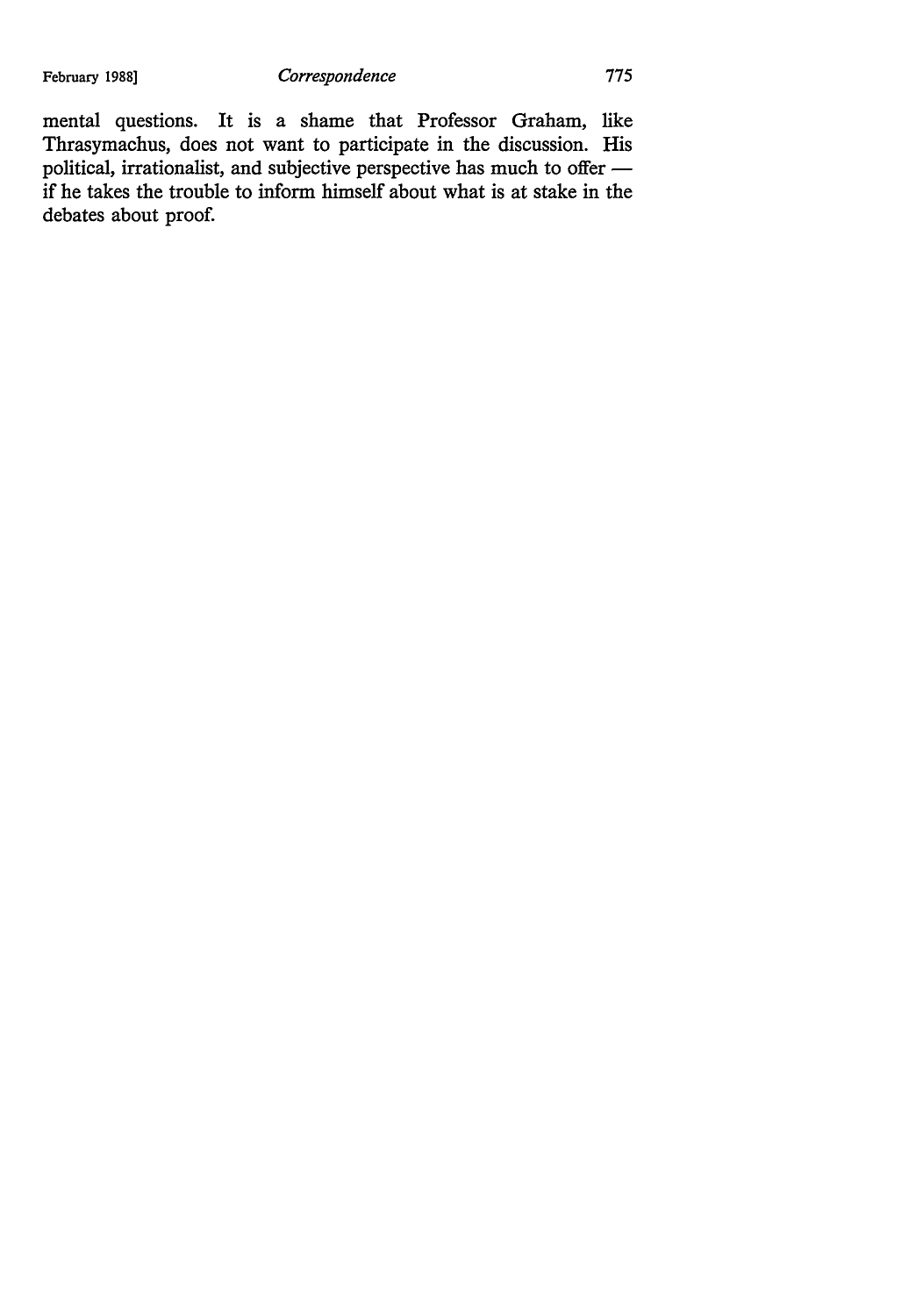mental questions. It is a shame that Professor Graham, like Thrasymachus, does not want to participate in the discussion. His political, irrationalist, and subjective perspective has much to offer — if he takes the trouble to inform himself about what is at stake in the debates about proof.